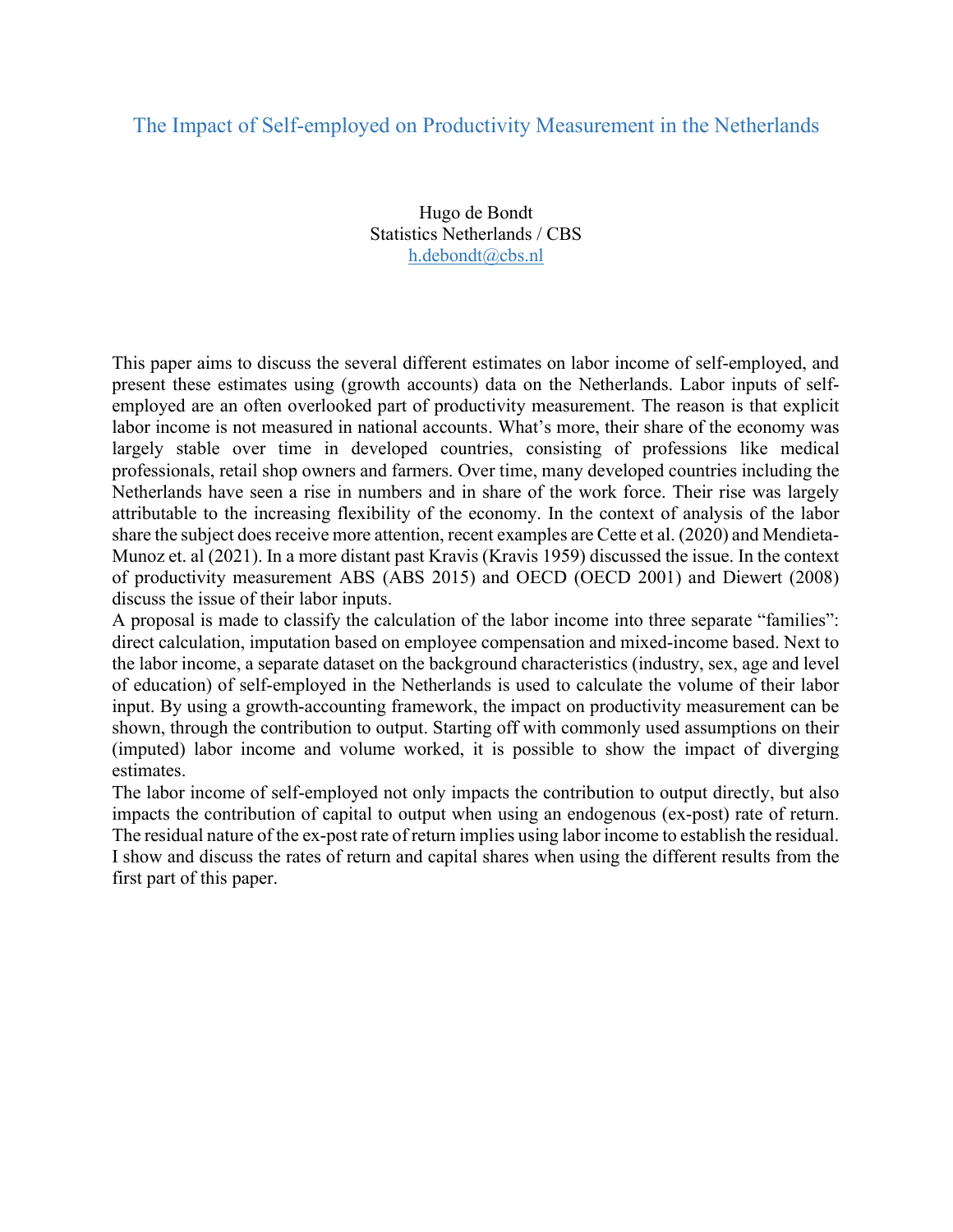# The Impact of Self-employed on Productivity Measurement in the Netherlands

Hugo de Bondt
Statistics Netherlands / CBS
h.debondt@cbs.nl

This paper aims to discuss the several different estimates on labor income of self-employed, and present these estimates using (growth accounts) data on the Netherlands. Labor inputs of self-employed are an often overlooked part of productivity measurement. The reason is that explicit labor income is not measured in national accounts. What's more, their share of the economy was largely stable over time in developed countries, consisting of professions like medical professionals, retail shop owners and farmers. Over time, many developed countries including the Netherlands have seen a rise in numbers and in share of the work force. Their rise was largely attributable to the increasing flexibility of the economy. In the context of analysis of the labor share the subject does receive more attention, recent examples are Cette et al. (2020) and Mendieta-Munoz et. al (2021). In a more distant past Kravis (Kravis 1959) discussed the issue. In the context of productivity measurement ABS (ABS 2015) and OECD (OECD 2001) and Diewert (2008) discuss the issue of their labor inputs.

A proposal is made to classify the calculation of the labor income into three separate "families": direct calculation, imputation based on employee compensation and mixed-income based. Next to the labor income, a separate dataset on the background characteristics (industry, sex, age and level of education) of self-employed in the Netherlands is used to calculate the volume of their labor input. By using a growth-accounting framework, the impact on productivity measurement can be shown, through the contribution to output. Starting off with commonly used assumptions on their (imputed) labor income and volume worked, it is possible to show the impact of diverging estimates.

The labor income of self-employed not only impacts the contribution to output directly, but also impacts the contribution of capital to output when using an endogenous (ex-post) rate of return. The residual nature of the ex-post rate of return implies using labor income to establish the residual. I show and discuss the rates of return and capital shares when using the different results from the first part of this paper.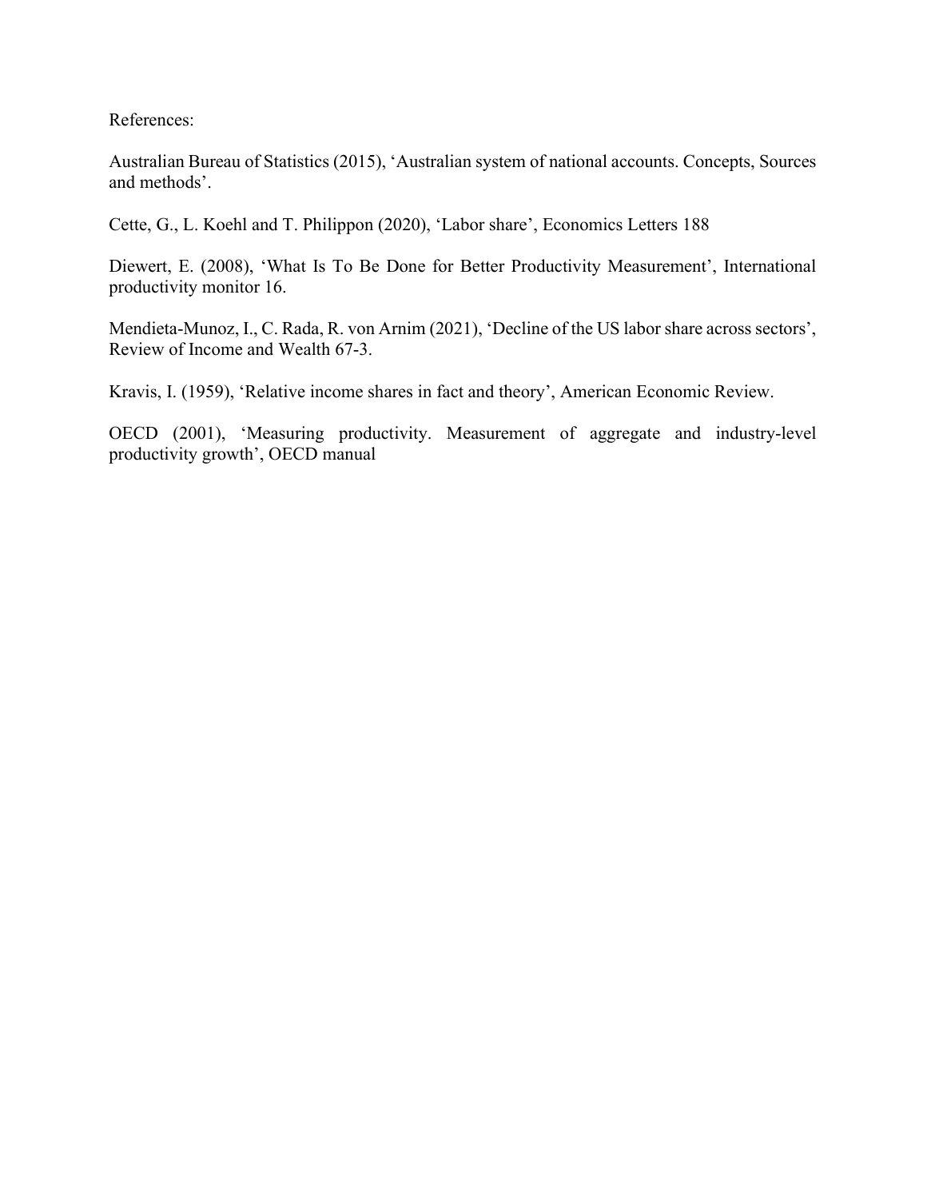References:

Australian Bureau of Statistics (2015), 'Australian system of national accounts. Concepts, Sources and methods'.

Cette, G., L. Koehl and T. Philippon (2020), 'Labor share', Economics Letters 188

Diewert, E. (2008), 'What Is To Be Done for Better Productivity Measurement', International productivity monitor 16.

Mendieta-Munoz, I., C. Rada, R. von Arnim (2021), 'Decline of the US labor share across sectors', Review of Income and Wealth 67-3.

Kravis, I. (1959), 'Relative income shares in fact and theory', American Economic Review.

OECD (2001), 'Measuring productivity. Measurement of aggregate and industry-level productivity growth', OECD manual